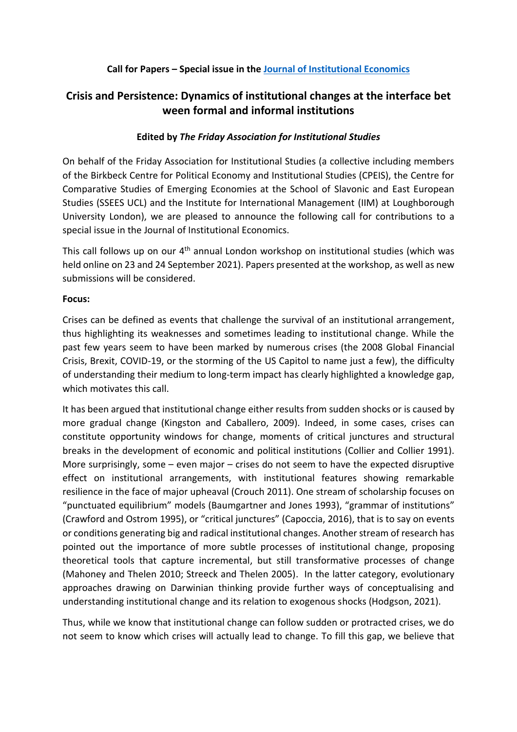**Call for Papers – Special issue in the [Journal of Institutional Economics]**

# Crisis and Persistence: Dynamics of institutional changes at the interface between formal and informal institutions

**Edited by *The Friday Association for Institutional Studies***

On behalf of the Friday Association for Institutional Studies (a collective including members of the Birkbeck Centre for Political Economy and Institutional Studies (CPEIS), the Centre for Comparative Studies of Emerging Economies at the School of Slavonic and East European Studies (SSEES UCL) and the Institute for International Management (IIM) at Loughborough University London), we are pleased to announce the following call for contributions to a special issue in the Journal of Institutional Economics.

This call follows up on our 4th annual London workshop on institutional studies (which was held online on 23 and 24 September 2021). Papers presented at the workshop, as well as new submissions will be considered.

**Focus:**

Crises can be defined as events that challenge the survival of an institutional arrangement, thus highlighting its weaknesses and sometimes leading to institutional change. While the past few years seem to have been marked by numerous crises (the 2008 Global Financial Crisis, Brexit, COVID-19, or the storming of the US Capitol to name just a few), the difficulty of understanding their medium to long-term impact has clearly highlighted a knowledge gap, which motivates this call.

It has been argued that institutional change either results from sudden shocks or is caused by more gradual change (Kingston and Caballero, 2009). Indeed, in some cases, crises can constitute opportunity windows for change, moments of critical junctures and structural breaks in the development of economic and political institutions (Collier and Collier 1991). More surprisingly, some – even major – crises do not seem to have the expected disruptive effect on institutional arrangements, with institutional features showing remarkable resilience in the face of major upheaval (Crouch 2011). One stream of scholarship focuses on "punctuated equilibrium" models (Baumgartner and Jones 1993), "grammar of institutions" (Crawford and Ostrom 1995), or "critical junctures" (Capoccia, 2016), that is to say on events or conditions generating big and radical institutional changes. Another stream of research has pointed out the importance of more subtle processes of institutional change, proposing theoretical tools that capture incremental, but still transformative processes of change (Mahoney and Thelen 2010; Streeck and Thelen 2005). In the latter category, evolutionary approaches drawing on Darwinian thinking provide further ways of conceptualising and understanding institutional change and its relation to exogenous shocks (Hodgson, 2021).

Thus, while we know that institutional change can follow sudden or protracted crises, we do not seem to know which crises will actually lead to change. To fill this gap, we believe that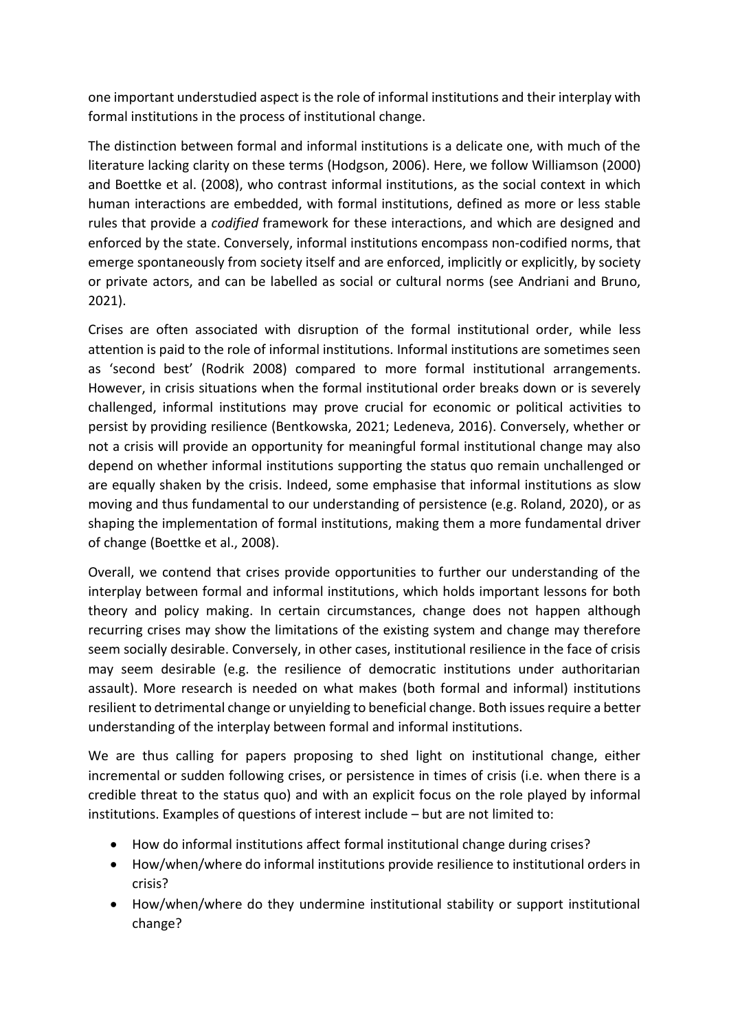one important understudied aspect is the role of informal institutions and their interplay with formal institutions in the process of institutional change.

The distinction between formal and informal institutions is a delicate one, with much of the literature lacking clarity on these terms (Hodgson, 2006). Here, we follow Williamson (2000) and Boettke et al. (2008), who contrast informal institutions, as the social context in which human interactions are embedded, with formal institutions, defined as more or less stable rules that provide a *codified* framework for these interactions, and which are designed and enforced by the state. Conversely, informal institutions encompass non-codified norms, that emerge spontaneously from society itself and are enforced, implicitly or explicitly, by society or private actors, and can be labelled as social or cultural norms (see Andriani and Bruno, 2021).

Crises are often associated with disruption of the formal institutional order, while less attention is paid to the role of informal institutions. Informal institutions are sometimes seen as 'second best' (Rodrik 2008) compared to more formal institutional arrangements. However, in crisis situations when the formal institutional order breaks down or is severely challenged, informal institutions may prove crucial for economic or political activities to persist by providing resilience (Bentkowska, 2021; Ledeneva, 2016). Conversely, whether or not a crisis will provide an opportunity for meaningful formal institutional change may also depend on whether informal institutions supporting the status quo remain unchallenged or are equally shaken by the crisis. Indeed, some emphasise that informal institutions as slow moving and thus fundamental to our understanding of persistence (e.g. Roland, 2020), or as shaping the implementation of formal institutions, making them a more fundamental driver of change (Boettke et al., 2008).

Overall, we contend that crises provide opportunities to further our understanding of the interplay between formal and informal institutions, which holds important lessons for both theory and policy making. In certain circumstances, change does not happen although recurring crises may show the limitations of the existing system and change may therefore seem socially desirable. Conversely, in other cases, institutional resilience in the face of crisis may seem desirable (e.g. the resilience of democratic institutions under authoritarian assault). More research is needed on what makes (both formal and informal) institutions resilient to detrimental change or unyielding to beneficial change. Both issues require a better understanding of the interplay between formal and informal institutions.

We are thus calling for papers proposing to shed light on institutional change, either incremental or sudden following crises, or persistence in times of crisis (i.e. when there is a credible threat to the status quo) and with an explicit focus on the role played by informal institutions. Examples of questions of interest include – but are not limited to:

- How do informal institutions affect formal institutional change during crises?
- How/when/where do informal institutions provide resilience to institutional orders in crisis?
- How/when/where do they undermine institutional stability or support institutional change?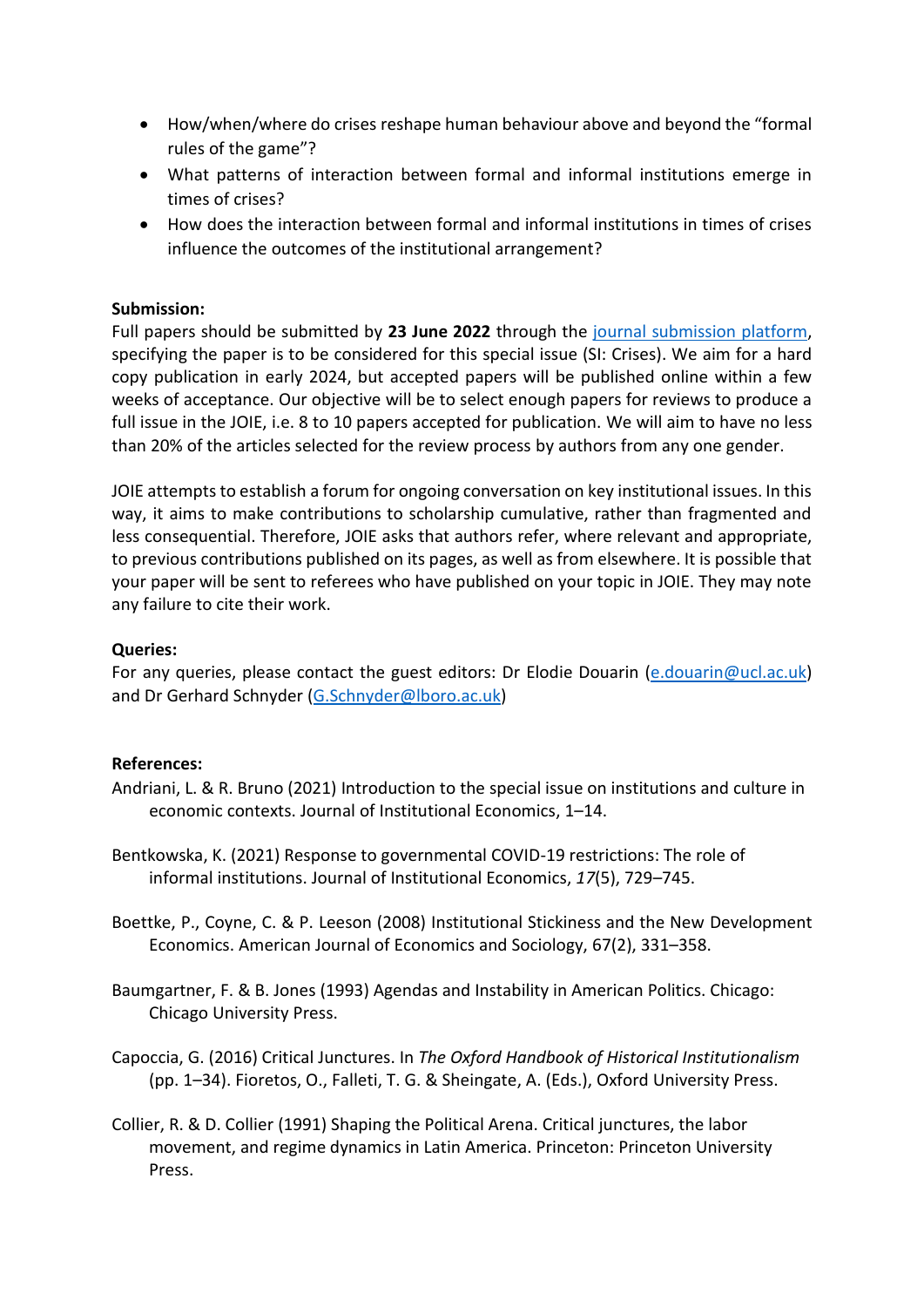- How/when/where do crises reshape human behaviour above and beyond the "formal rules of the game"?
- What patterns of interaction between formal and informal institutions emerge in times of crises?
- How does the interaction between formal and informal institutions in times of crises influence the outcomes of the institutional arrangement?

**Submission:**

Full papers should be submitted by **23 June 2022** through the [journal submission platform](), specifying the paper is to be considered for this special issue (SI: Crises). We aim for a hard copy publication in early 2024, but accepted papers will be published online within a few weeks of acceptance. Our objective will be to select enough papers for reviews to produce a full issue in the JOIE, i.e. 8 to 10 papers accepted for publication. We will aim to have no less than 20% of the articles selected for the review process by authors from any one gender.

JOIE attempts to establish a forum for ongoing conversation on key institutional issues. In this way, it aims to make contributions to scholarship cumulative, rather than fragmented and less consequential. Therefore, JOIE asks that authors refer, where relevant and appropriate, to previous contributions published on its pages, as well as from elsewhere. It is possible that your paper will be sent to referees who have published on your topic in JOIE. They may note any failure to cite their work.

**Queries:**

For any queries, please contact the guest editors: Dr Elodie Douarin (e.douarin@ucl.ac.uk) and Dr Gerhard Schnyder (G.Schnyder@lboro.ac.uk)

**References:**

Andriani, L. & R. Bruno (2021) Introduction to the special issue on institutions and culture in economic contexts. Journal of Institutional Economics, 1–14.

Bentkowska, K. (2021) Response to governmental COVID-19 restrictions: The role of informal institutions. Journal of Institutional Economics, *17*(5), 729–745.

Boettke, P., Coyne, C. & P. Leeson (2008) Institutional Stickiness and the New Development Economics. American Journal of Economics and Sociology, 67(2), 331–358.

Baumgartner, F. & B. Jones (1993) Agendas and Instability in American Politics. Chicago: Chicago University Press.

Capoccia, G. (2016) Critical Junctures. In *The Oxford Handbook of Historical Institutionalism* (pp. 1–34). Fioretos, O., Falleti, T. G. & Sheingate, A. (Eds.), Oxford University Press.

Collier, R. & D. Collier (1991) Shaping the Political Arena. Critical junctures, the labor movement, and regime dynamics in Latin America. Princeton: Princeton University Press.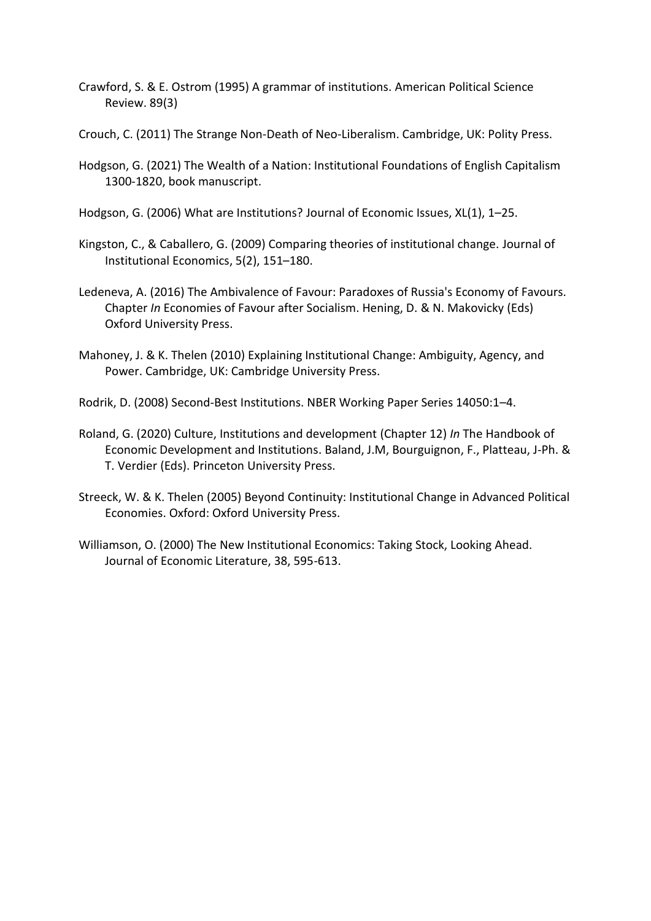Crawford, S. & E. Ostrom (1995) A grammar of institutions. American Political Science Review. 89(3)

Crouch, C. (2011) The Strange Non-Death of Neo-Liberalism. Cambridge, UK: Polity Press.

Hodgson, G. (2021) The Wealth of a Nation: Institutional Foundations of English Capitalism 1300-1820, book manuscript.

Hodgson, G. (2006) What are Institutions? Journal of Economic Issues, XL(1), 1–25.

Kingston, C., & Caballero, G. (2009) Comparing theories of institutional change. Journal of Institutional Economics, 5(2), 151–180.

Ledeneva, A. (2016) The Ambivalence of Favour: Paradoxes of Russia's Economy of Favours. Chapter *In* Economies of Favour after Socialism. Hening, D. & N. Makovicky (Eds) Oxford University Press.

Mahoney, J. & K. Thelen (2010) Explaining Institutional Change: Ambiguity, Agency, and Power. Cambridge, UK: Cambridge University Press.

Rodrik, D. (2008) Second-Best Institutions. NBER Working Paper Series 14050:1–4.

Roland, G. (2020) Culture, Institutions and development (Chapter 12) *In* The Handbook of Economic Development and Institutions. Baland, J.M, Bourguignon, F., Platteau, J-Ph. & T. Verdier (Eds). Princeton University Press.

Streeck, W. & K. Thelen (2005) Beyond Continuity: Institutional Change in Advanced Political Economies. Oxford: Oxford University Press.

Williamson, O. (2000) The New Institutional Economics: Taking Stock, Looking Ahead. Journal of Economic Literature, 38, 595-613.